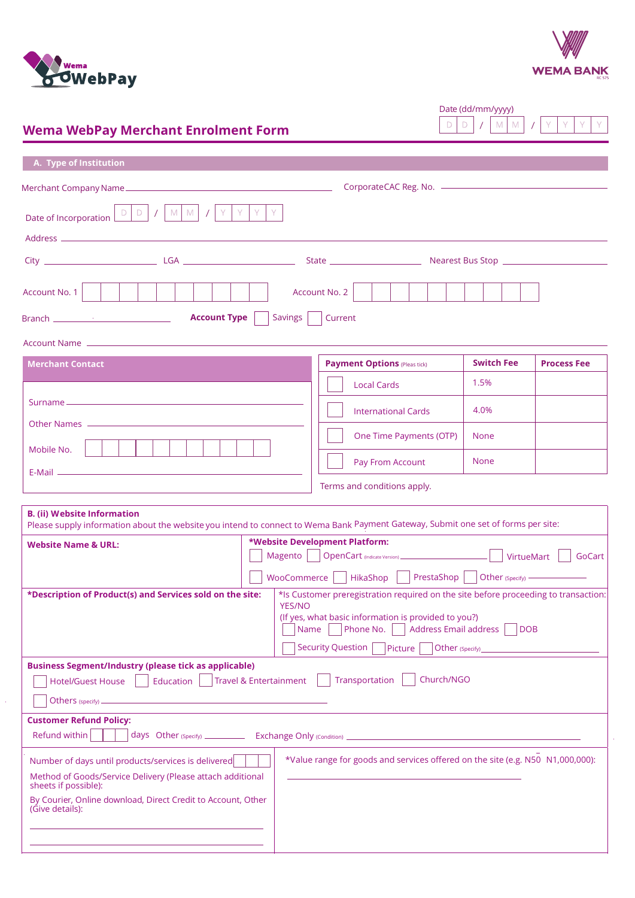Wema WebPay

WEMA BANK
RC 575

Date (dd/mm/yyyy) D D / M M / Y Y Y Y

# Wema WebPay Merchant Enrolment Form

## A. Type of Institution

Merchant Company Name ______________________ Corporate CAC Reg. No. ______________________

Date of Incorporation D D / M M / Y Y Y Y

Address ______________________

City ____________ LGA ____________ State ____________ Nearest Bus Stop ____________

Account No. 1 ☐☐☐☐☐☐☐☐☐☐ Account No. 2 ☐☐☐☐☐☐☐☐☐☐

Branch ____________ **Account Type** ☐ Savings ☐ Current

Account Name ______________________

**Merchant Contact**

Surname ______________________

Other Names ______________________

Mobile No. ☐☐☐☐☐☐☐☐☐☐☐

E-Mail ______________________

| Payment Options (Pleas tick) | Switch Fee | Process Fee |
|---|---|---|
| ☐ Local Cards | 1.5% | |
| ☐ International Cards | 4.0% | |
| ☐ One Time Payments (OTP) | None | |
| ☐ Pay From Account | None | |

Terms and conditions apply.

## B. (ii) Website Information

Please supply information about the website you intend to connect to Wema Bank Payment Gateway, Submit one set of forms per site:

**Website Name & URL:**

***Website Development Platform:**
☐ Magento ☐ OpenCart (Indicate Version) ____________ ☐ VirtueMart ☐ GoCart
☐ WooCommerce ☐ HikaShop ☐ PrestaShop ☐ Other (Specify) ____________

***Description of Product(s) and Services sold on the site:**

*Is Customer preregistration required on the site before proceeding to transaction: YES/NO
(If yes, what basic information is provided to you?)
☐ Name ☐ Phone No. ☐ Address Email address ☐ DOB
☐ Security Question ☐ Picture ☐ Other (Specify) ____________

**Business Segment/Industry (please tick as applicable)**

☐ Hotel/Guest House ☐ Education ☐ Travel & Entertainment ☐ Transportation ☐ Church/NGO

☐ Others (specify) ____________

**Customer Refund Policy:**

Refund within ☐☐☐ days Other (Specify) ________ Exchange Only (Condition) ____________

Number of days until products/services is delivered ☐☐☐

Method of Goods/Service Delivery (Please attach additional sheets if possible):

By Courier, Online download, Direct Credit to Account, Other (Give details):

______________________

______________________

*Value range for goods and services offered on the site (e.g. N50 N1,000,000):

______________________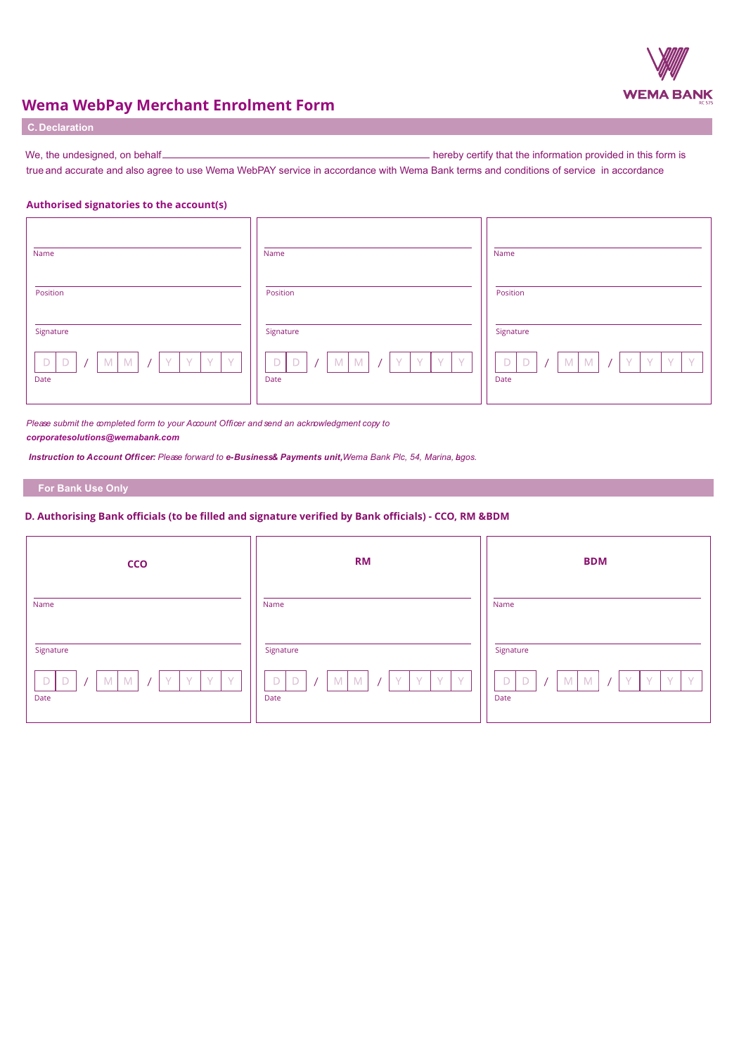WEMA BANK

# Wema WebPay Merchant Enrolment Form

## C. Declaration

We, the undesigned, on behalf_______________________________________________ hereby certify that the information provided in this form is true and accurate and also agree to use Wema WebPAY service in accordance with Wema Bank terms and conditions of service in accordance

### Authorised signatories to the account(s)

| | | |
|---|---|---|
| Name | Name | Name |
| Position | Position | Position |
| Signature | Signature | Signature |
| D D / M M / Y Y Y Y | D D / M M / Y Y Y Y | D D / M M / Y Y Y Y |
| Date | Date | Date |

*Please submit the completed form to your Account Officer and send an acknowledgment copy to* ***corporatesolutions@wemabank.com***

***Instruction to Account Officer:*** *Please forward to* ***e-Business& Payments unit,*** *Wema Bank Plc, 54, Marina, Lagos.*

## For Bank Use Only

### D. Authorising Bank officials (to be filled and signature verified by Bank officials) - CCO, RM &BDM

| CCO | RM | BDM |
|---|---|---|
| Name | Name | Name |
| Signature | Signature | Signature |
| D D / M M / Y Y Y Y | D D / M M / Y Y Y Y | D D / M M / Y Y Y Y |
| Date | Date | Date |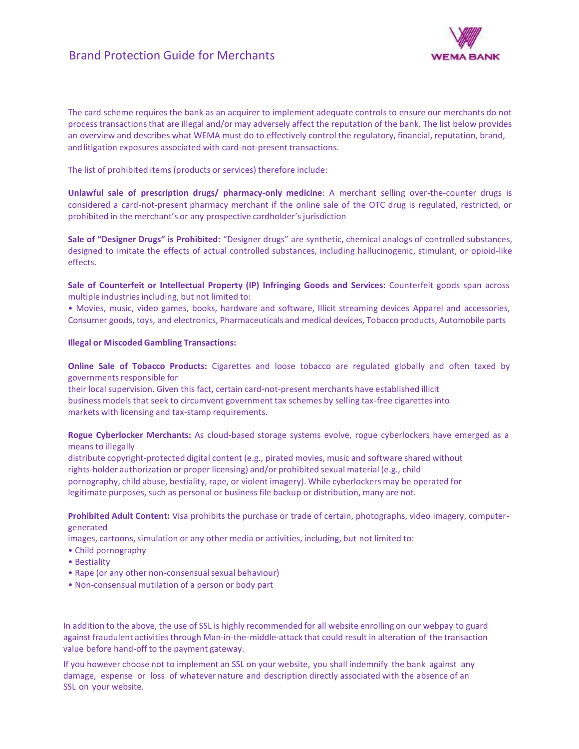# Brand Protection Guide for Merchants

The card scheme requires the bank as an acquirer to implement adequate controls to ensure our merchants do not process transactions that are illegal and/or may adversely affect the reputation of the bank. The list below provides an overview and describes what WEMA must do to effectively control the regulatory, financial, reputation, brand, and litigation exposures associated with card-not-present transactions.

The list of prohibited items (products or services) therefore include:

**Unlawful sale of prescription drugs/ pharmacy-only medicine**: A merchant selling over-the-counter drugs is considered a card-not-present pharmacy merchant if the online sale of the OTC drug is regulated, restricted, or prohibited in the merchant's or any prospective cardholder's jurisdiction

**Sale of "Designer Drugs" is Prohibited:** "Designer drugs" are synthetic, chemical analogs of controlled substances, designed to imitate the effects of actual controlled substances, including hallucinogenic, stimulant, or opioid-like effects.

**Sale of Counterfeit or Intellectual Property (IP) Infringing Goods and Services:** Counterfeit goods span across multiple industries including, but not limited to:

- Movies, music, video games, books, hardware and software, Illicit streaming devices Apparel and accessories, Consumer goods, toys, and electronics, Pharmaceuticals and medical devices, Tobacco products, Automobile parts

**Illegal or Miscoded Gambling Transactions:**

**Online Sale of Tobacco Products:** Cigarettes and loose tobacco are regulated globally and often taxed by governments responsible for
their local supervision. Given this fact, certain card-not-present merchants have established illicit business models that seek to circumvent government tax schemes by selling tax-free cigarettes into markets with licensing and tax-stamp requirements.

**Rogue Cyberlocker Merchants:** As cloud-based storage systems evolve, rogue cyberlockers have emerged as a means to illegally
distribute copyright-protected digital content (e.g., pirated movies, music and software shared without rights-holder authorization or proper licensing) and/or prohibited sexual material (e.g., child pornography, child abuse, bestiality, rape, or violent imagery). While cyberlockers may be operated for legitimate purposes, such as personal or business file backup or distribution, many are not.

**Prohibited Adult Content:** Visa prohibits the purchase or trade of certain, photographs, video imagery, computer-generated
images, cartoons, simulation or any other media or activities, including, but not limited to:

- Child pornography
- Bestiality
- Rape (or any other non-consensual sexual behaviour)
- Non-consensual mutilation of a person or body part

In addition to the above, the use of SSL is highly recommended for all website enrolling on our webpay to guard against fraudulent activities through Man-in-the-middle-attack that could result in alteration of the transaction value before hand-off to the payment gateway.

If you however choose not to implement an SSL on your website, you shall indemnify the bank against any damage, expense or loss of whatever nature and description directly associated with the absence of an SSL on your website.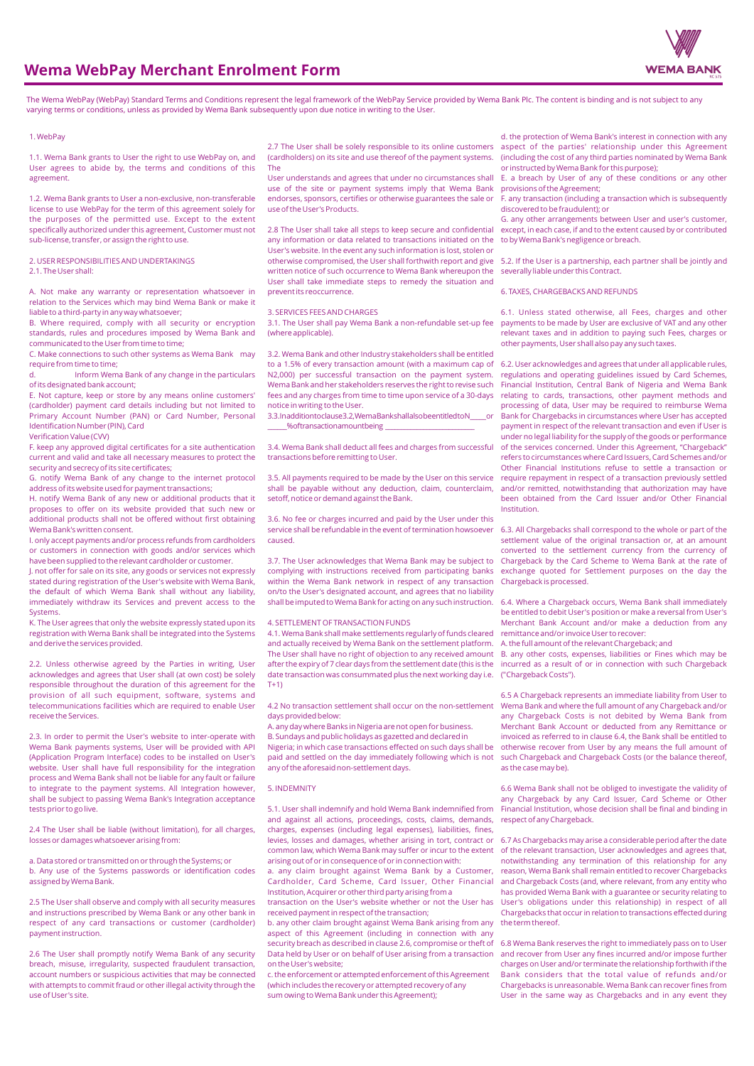# Wema WebPay Merchant Enrolment Form

The Wema WebPay (WebPay) Standard Terms and Conditions represent the legal framework of the WebPay Service provided by Wema Bank Plc. The content is binding and is not subject to any varying terms or conditions, unless as provided by Wema Bank subsequently upon due notice in writing to the User.

1. WebPay

1.1. Wema Bank grants to User the right to use WebPay on, and User agrees to abide by, the terms and conditions of this agreement.

1.2. Wema Bank grants to User a non-exclusive, non-transferable license to use WebPay for the term of this agreement solely for the purposes of the permitted use. Except to the extent specifically authorized under this agreement, Customer must not sub-license, transfer, or assign the right to use.

2. USER RESPONSIBILITIES AND UNDERTAKINGS

2.1. The User shall:

A. Not make any warranty or representation whatsoever in relation to the Services which may bind Wema Bank or make it liable to a third-party in any way whatsoever;

B. Where required, comply with all security or encryption standards, rules and procedures imposed by Wema Bank and communicated to the User from time to time;

C. Make connections to such other systems as Wema Bank may require from time to time;

d. Inform Wema Bank of any change in the particulars of its designated bank account;

E. Not capture, keep or store by any means online customers' (cardholder) payment card details including but not limited to Primary Account Number (PAN) or Card Number, Personal Identification Number (PIN), Card Verification Value (CVV)

F. keep any approved digital certificates for a site authentication current and valid and take all necessary measures to protect the security and secrecy of its site certificates;

G. notify Wema Bank of any change to the internet protocol address of its website used for payment transactions;

H. notify Wema Bank of any new or additional products that it proposes to offer on its website provided that such new or additional products shall not be offered without first obtaining Wema Bank's written consent.

I. only accept payments and/or process refunds from cardholders or customers in connection with goods and/or services which have been supplied to the relevant cardholder or customer.

J. not offer for sale on its site, any goods or services not expressly stated during registration of the User's website with Wema Bank, the default of which Wema Bank shall without any liability, immediately withdraw its Services and prevent access to the Systems.

K. The User agrees that only the website expressly stated upon its registration with Wema Bank shall be integrated into the Systems and derive the services provided.

2.2. Unless otherwise agreed by the Parties in writing, User acknowledges and agrees that User shall (at own cost) be solely responsible throughout the duration of this agreement for the provision of all such equipment, software, systems and telecommunications facilities which are required to enable User receive the Services.

2.3. In order to permit the User's website to inter-operate with Wema Bank payments systems, User will be provided with API (Application Program Interface) codes to be installed on User's website. User shall have full responsibility for the integration process and Wema Bank shall not be liable for any fault or failure to integrate to the payment systems. All Integration however, shall be subject to passing Wema Bank's Integration acceptance tests prior to go live.

2.4 The User shall be liable (without limitation), for all charges, losses or damages whatsoever arising from:

a. Data stored or transmitted on or through the Systems; or

b. Any use of the Systems passwords or identification codes assigned by Wema Bank.

2.5 The User shall observe and comply with all security measures and instructions prescribed by Wema Bank or any other bank in respect of any card transactions or customer (cardholder) payment instruction.

2.6 The User shall promptly notify Wema Bank of any security breach, misuse, irregularity, suspected fraudulent transaction, account numbers or suspicious activities that may be connected with attempts to commit fraud or other illegal activity through the use of User's site.

2.7 The User shall be solely responsible to its online customers (cardholders) on its site and use thereof of the payment systems. The

User understands and agrees that under no circumstances shall use of the site or payment systems imply that Wema Bank endorses, sponsors, certifies or otherwise guarantees the sale or use of the User's Products.

2.8 The User shall take all steps to keep secure and confidential any information or data related to transactions initiated on the User's website. In the event any such information is lost, stolen or otherwise compromised, the User shall forthwith report and give written notice of such occurrence to Wema Bank whereupon the User shall take immediate steps to remedy the situation and prevent its reoccurrence.

3. SERVICES FEES AND CHARGES

3.1. The User shall pay Wema Bank a non-refundable set-up fee (where applicable).

3.2. Wema Bank and other Industry stakeholders shall be entitled to a 1.5% of every transaction amount (with a maximum cap of N2,000) per successful transaction on the payment system. Wema Bank and her stakeholders reserves the right to revise such fees and any charges from time to time upon service of a 30-days notice in writing to the User.

3.3.Inadditiontoclause3.2,WemaBankshallalsobeentitledtoN\_\_\_\_or \_\_\_\_\_%oftransactionamountbeing \_\_\_\_\_\_\_\_\_\_\_\_\_\_\_\_\_\_\_\_\_\_

3.4. Wema Bank shall deduct all fees and charges from successful transactions before remitting to User.

3.5. All payments required to be made by the User on this service shall be payable without any deduction, claim, counterclaim, setoff, notice or demand against the Bank.

3.6. No fee or charges incurred and paid by the User under this service shall be refundable in the event of termination howsoever caused.

3.7. The User acknowledges that Wema Bank may be subject to complying with instructions received from participating banks within the Wema Bank network in respect of any transaction on/to the User's designated account, and agrees that no liability shall be imputed to Wema Bank for acting on any such instruction.

4. SETTLEMENT OF TRANSACTION FUNDS

4.1. Wema Bank shall make settlements regularly of funds cleared and actually received by Wema Bank on the settlement platform. The User shall have no right of objection to any received amount after the expiry of 7 clear days from the settlement date (this is the date transaction was consummated plus the next working day i.e. T+1)

4.2 No transaction settlement shall occur on the non-settlement days provided below:

A. any day where Banks in Nigeria are not open for business.

B. Sundays and public holidays as gazetted and declared in Nigeria; in which case transactions effected on such days shall be paid and settled on the day immediately following which is not any of the aforesaid non-settlement days.

5. INDEMNITY

5.1. User shall indemnify and hold Wema Bank indemnified from and against all actions, proceedings, costs, claims, demands, charges, expenses (including legal expenses), liabilities, fines, levies, losses and damages, whether arising in tort, contract or common law, which Wema Bank may suffer or incur to the extent arising out of or in consequence of or in connection with:

a. any claim brought against Wema Bank by a Customer, Cardholder, Card Scheme, Card Issuer, Other Financial Institution, Acquirer or other third party arising from a transaction on the User's website whether or not the User has received payment in respect of the transaction;

b. any other claim brought against Wema Bank arising from any aspect of this Agreement (including in connection with any security breach as described in clause 2.6, compromise or theft of Data held by User or on behalf of User arising from a transaction on the User's website;

c. the enforcement or attempted enforcement of this Agreement (which includes the recovery or attempted recovery of any sum owing to Wema Bank under this Agreement);

d. the protection of Wema Bank's interest in connection with any aspect of the parties' relationship under this Agreement (including the cost of any third parties nominated by Wema Bank or instructed by Wema Bank for this purpose);

E. a breach by User of any of these conditions or any other provisions of the Agreement;

F. any transaction (including a transaction which is subsequently discovered to be fraudulent); or

G. any other arrangements between User and user's customer, except, in each case, if and to the extent caused by or contributed to by Wema Bank's negligence or breach.

5.2. If the User is a partnership, each partner shall be jointly and severally liable under this Contract.

6. TAXES, CHARGEBACKS AND REFUNDS

6.1. Unless stated otherwise, all Fees, charges and other payments to be made by User are exclusive of VAT and any other relevant taxes and in addition to paying such Fees, charges or other payments, User shall also pay any such taxes.

6.2. User acknowledges and agrees that under all applicable rules, regulations and operating guidelines issued by Card Schemes, Financial Institution, Central Bank of Nigeria and Wema Bank relating to cards, transactions, other payment methods and processing of data, User may be required to reimburse Wema Bank for Chargebacks in circumstances where User has accepted payment in respect of the relevant transaction and even if User is under no legal liability for the supply of the goods or performance of the services concerned. Under this Agreement, "Chargeback" refers to circumstances where Card Issuers, Card Schemes and/or Other Financial Institutions refuse to settle a transaction or require repayment in respect of a transaction previously settled and/or remitted, notwithstanding that authorization may have been obtained from the Card Issuer and/or Other Financial Institution.

6.3. All Chargebacks shall correspond to the whole or part of the settlement value of the original transaction or, at an amount converted to the settlement currency from the currency of Chargeback by the Card Scheme to Wema Bank at the rate of exchange quoted for Settlement purposes on the day the Chargeback is processed.

6.4. Where a Chargeback occurs, Wema Bank shall immediately be entitled to debit User's position or make a reversal from User's Merchant Bank Account and/or make a deduction from any remittance and/or invoice User to recover:

A. the full amount of the relevant Chargeback; and

B. any other costs, expenses, liabilities or Fines which may be incurred as a result of or in connection with such Chargeback ("Chargeback Costs").

6.5 A Chargeback represents an immediate liability from User to Wema Bank and where the full amount of any Chargeback and/or any Chargeback Costs is not debited by Wema Bank from Merchant Bank Account or deducted from any Remittance or invoiced as referred to in clause 6.4, the Bank shall be entitled to otherwise recover from User by any means the full amount of such Chargeback and Chargeback Costs (or the balance thereof, as the case may be).

6.6 Wema Bank shall not be obliged to investigate the validity of any Chargeback by any Card Issuer, Card Scheme or Other Financial Institution, whose decision shall be final and binding in respect of any Chargeback.

6.7 As Chargebacks may arise a considerable period after the date of the relevant transaction, User acknowledges and agrees that, notwithstanding any termination of this relationship for any reason, Wema Bank shall remain entitled to recover Chargebacks and Chargeback Costs (and, where relevant, from any entity who has provided Wema Bank with a guarantee or security relating to User's obligations under this relationship) in respect of all Chargebacks that occur in relation to transactions effected during the term thereof.

6.8 Wema Bank reserves the right to immediately pass on to User and recover from User any fines incurred and/or impose further charges on User and/or terminate the relationship forthwith if the Bank considers that the total value of refunds and/or Chargebacks is unreasonable. Wema Bank can recover fines from User in the same way as Chargebacks and in any event they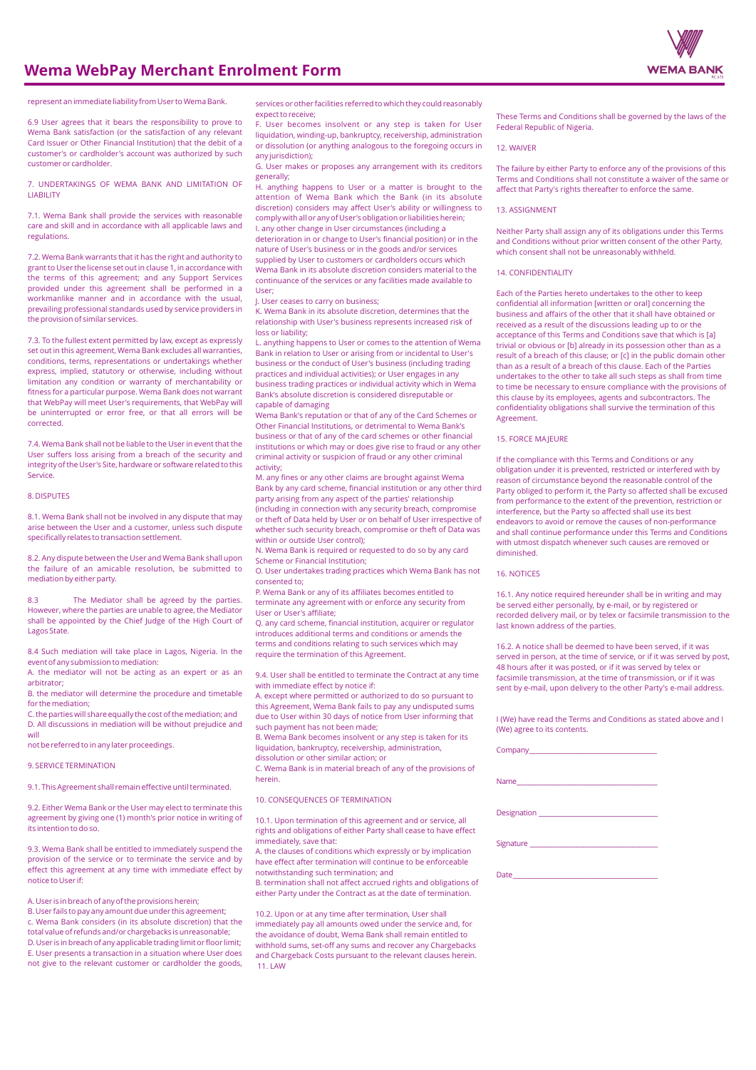represent an immediate liability from User to Wema Bank.

6.9 User agrees that it bears the responsibility to prove to Wema Bank satisfaction (or the satisfaction of any relevant Card Issuer or Other Financial Institution) that the debit of a customer's or cardholder's account was authorized by such customer or cardholder.

7. UNDERTAKINGS OF WEMA BANK AND LIMITATION OF LIABILITY

7.1. Wema Bank shall provide the services with reasonable care and skill and in accordance with all applicable laws and regulations.

7.2. Wema Bank warrants that it has the right and authority to grant to User the license set out in clause 1, in accordance with the terms of this agreement; and any Support Services provided under this agreement shall be performed in a workmanlike manner and in accordance with the usual, prevailing professional standards used by service providers in the provision of similar services.

7.3. To the fullest extent permitted by law, except as expressly set out in this agreement, Wema Bank excludes all warranties, conditions, terms, representations or undertakings whether express, implied, statutory or otherwise, including without limitation any condition or warranty of merchantability or fitness for a particular purpose. Wema Bank does not warrant that WebPay will meet User's requirements, that WebPay will be uninterrupted or error free, or that all errors will be corrected.

7.4. Wema Bank shall not be liable to the User in event that the User suffers loss arising from a breach of the security and integrity of the User's Site, hardware or software related to this Service.

8. DISPUTES

8.1. Wema Bank shall not be involved in any dispute that may arise between the User and a customer, unless such dispute specifically relates to transaction settlement.

8.2. Any dispute between the User and Wema Bank shall upon the failure of an amicable resolution, be submitted to mediation by either party.

8.3 The Mediator shall be agreed by the parties. However, where the parties are unable to agree, the Mediator shall be appointed by the Chief Judge of the High Court of Lagos State.

8.4 Such mediation will take place in Lagos, Nigeria. In the event of any submission to mediation:
A. the mediator will not be acting as an expert or as an arbitrator;
B. the mediator will determine the procedure and timetable for the mediation;
C. the parties will share equally the cost of the mediation; and
D. All discussions in mediation will be without prejudice and will
not be referred to in any later proceedings.

9. SERVICE TERMINATION

9.1. This Agreement shall remain effective until terminated.

9.2. Either Wema Bank or the User may elect to terminate this agreement by giving one (1) month's prior notice in writing of its intention to do so.

9.3. Wema Bank shall be entitled to immediately suspend the provision of the service or to terminate the service and by effect this agreement at any time with immediate effect by notice to User if:

A. User is in breach of any of the provisions herein;
B. User fails to pay any amount due under this agreement;
c. Wema Bank considers (in its absolute discretion) that the total value of refunds and/or chargebacks is unreasonable;
D. User is in breach of any applicable trading limit or floor limit;
E. User presents a transaction in a situation where User does not give to the relevant customer or cardholder the goods, services or other facilities referred to which they could reasonably expect to receive;
F. User becomes insolvent or any step is taken for User liquidation, winding-up, bankruptcy, receivership, administration or dissolution (or anything analogous to the foregoing occurs in any jurisdiction);
G. User makes or proposes any arrangement with its creditors generally;
H. anything happens to User or a matter is brought to the attention of Wema Bank which the Bank (in its absolute discretion) considers may affect User's ability or willingness to comply with all or any of User's obligation or liabilities herein;
I. any other change in User circumstances (including a deterioration in or change to User's financial position) or in the nature of User's business or in the goods and/or services supplied by User to customers or cardholders occurs which Wema Bank in its absolute discretion considers material to the continuance of the services or any facilities made available to User;
J. User ceases to carry on business;
K. Wema Bank in its absolute discretion, determines that the relationship with User's business represents increased risk of loss or liability;
L. anything happens to User or comes to the attention of Wema Bank in relation to User or arising from or incidental to User's business or the conduct of User's business (including trading practices and individual activities); or User engages in any business trading practices or individual activity which in Wema Bank's absolute discretion is considered disreputable or capable of damaging
Wema Bank's reputation or that of any of the Card Schemes or Other Financial Institutions, or detrimental to Wema Bank's business or that of any of the card schemes or other financial institutions or which may or does give rise to fraud or any other criminal activity or suspicion of fraud or any other criminal activity;
M. any fines or any other claims are brought against Wema Bank by any card scheme, financial institution or any other third party arising from any aspect of the parties' relationship (including in connection with any security breach, compromise or theft of Data held by User or on behalf of User irrespective of whether such security breach, compromise or theft of Data was within or outside User control);
N. Wema Bank is required or requested to do so by any card Scheme or Financial Institution;
O. User undertakes trading practices which Wema Bank has not consented to;
P. Wema Bank or any of its affiliates becomes entitled to terminate any agreement with or enforce any security from User or User's affiliate;
Q. any card scheme, financial institution, acquirer or regulator introduces additional terms and conditions or amends the terms and conditions relating to such services which may require the termination of this Agreement.

9.4. User shall be entitled to terminate the Contract at any time with immediate effect by notice if:
A. except where permitted or authorized to do so pursuant to this Agreement, Wema Bank fails to pay any undisputed sums due to User within 30 days of notice from User informing that such payment has not been made;
B. Wema Bank becomes insolvent or any step is taken for its liquidation, bankruptcy, receivership, administration, dissolution or other similar action; or
C. Wema Bank is in material breach of any of the provisions of herein.

10. CONSEQUENCES OF TERMINATION

10.1. Upon termination of this agreement and or service, all rights and obligations of either Party shall cease to have effect immediately, save that:
A. the clauses of conditions which expressly or by implication have effect after termination will continue to be enforceable notwithstanding such termination; and
B. termination shall not affect accrued rights and obligations of either Party under the Contract as at the date of termination.

10.2. Upon or at any time after termination, User shall immediately pay all amounts owed under the service and, for the avoidance of doubt, Wema Bank shall remain entitled to withhold sums, set-off any sums and recover any Chargebacks and Chargeback Costs pursuant to the relevant clauses herein.

11. LAW

These Terms and Conditions shall be governed by the laws of the Federal Republic of Nigeria.

12. WAIVER

The failure by either Party to enforce any of the provisions of this Terms and Conditions shall not constitute a waiver of the same or affect that Party's rights thereafter to enforce the same.

13. ASSIGNMENT

Neither Party shall assign any of its obligations under this Terms and Conditions without prior written consent of the other Party, which consent shall not be unreasonably withheld.

14. CONFIDENTIALITY

Each of the Parties hereto undertakes to the other to keep confidential all information [written or oral] concerning the business and affairs of the other that it shall have obtained or received as a result of the discussions leading up to or the acceptance of this Terms and Conditions save that which is [a] trivial or obvious or [b] already in its possession other than as a result of a breach of this clause; or [c] in the public domain other than as a result of a breach of this clause. Each of the Parties undertakes to the other to take all such steps as shall from time to time be necessary to ensure compliance with the provisions of this clause by its employees, agents and subcontractors. The confidentiality obligations shall survive the termination of this Agreement.

15. FORCE MAJEURE

If the compliance with this Terms and Conditions or any obligation under it is prevented, restricted or interfered with by reason of circumstance beyond the reasonable control of the Party obliged to perform it, the Party so affected shall be excused from performance to the extent of the prevention, restriction or interference, but the Party so affected shall use its best endeavors to avoid or remove the causes of non-performance and shall continue performance under this Terms and Conditions with utmost dispatch whenever such causes are removed or diminished.

16. NOTICES

16.1. Any notice required hereunder shall be in writing and may be served either personally, by e-mail, or by registered or recorded delivery mail, or by telex or facsimile transmission to the last known address of the parties.

16.2. A notice shall be deemed to have been served, if it was served in person, at the time of service, or if it was served by post, 48 hours after it was posted, or if it was served by telex or facsimile transmission, at the time of transmission, or if it was sent by e-mail, upon delivery to the other Party's e-mail address.

I (We) have read the Terms and Conditions as stated above and I (We) agree to its contents.

Company\_\_\_\_\_\_\_\_\_\_\_\_\_\_\_\_\_\_\_\_\_\_\_\_\_\_\_\_\_\_

Name\_\_\_\_\_\_\_\_\_\_\_\_\_\_\_\_\_\_\_\_\_\_\_\_\_\_\_\_\_\_\_\_\_

Designation \_\_\_\_\_\_\_\_\_\_\_\_\_\_\_\_\_\_\_\_\_\_\_\_\_\_\_\_

Signature \_\_\_\_\_\_\_\_\_\_\_\_\_\_\_\_\_\_\_\_\_\_\_\_\_\_\_\_\_\_

Date\_\_\_\_\_\_\_\_\_\_\_\_\_\_\_\_\_\_\_\_\_\_\_\_\_\_\_\_\_\_\_\_\_\_